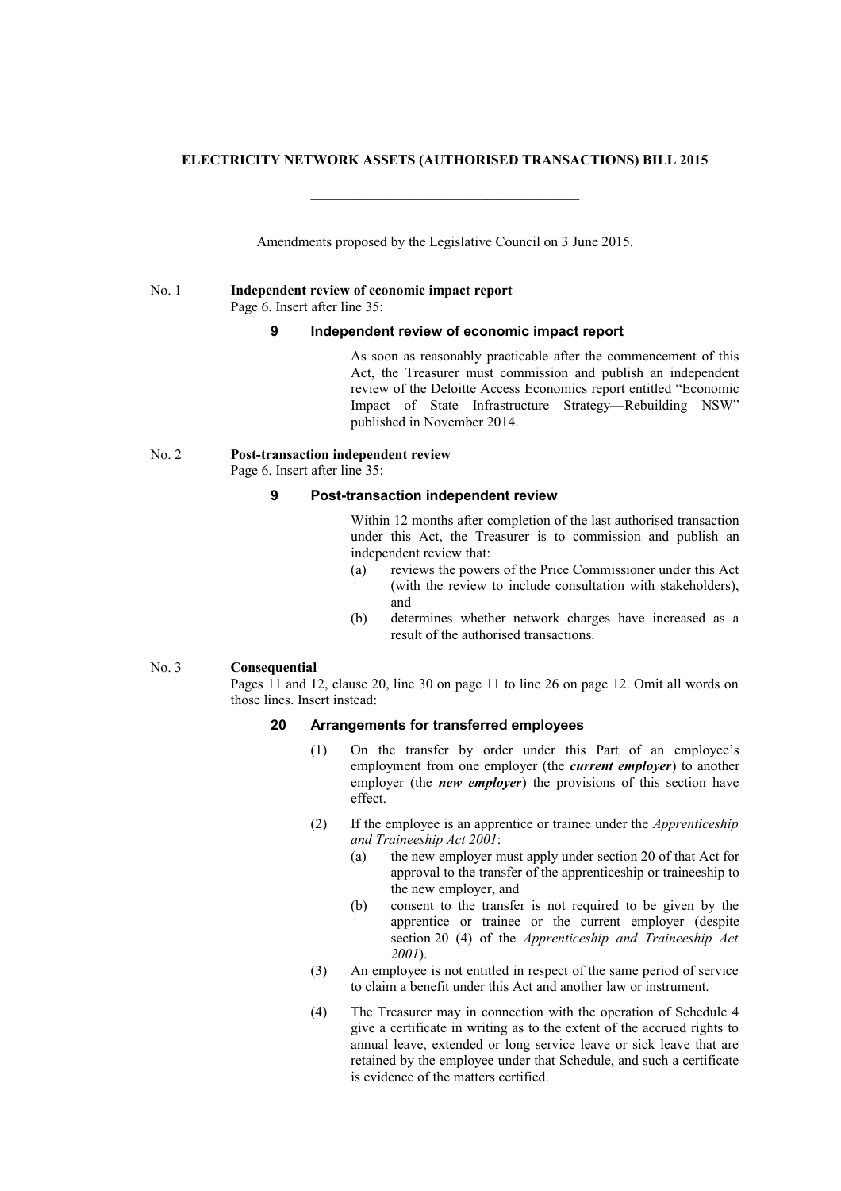# ELECTRICITY NETWORK ASSETS (AUTHORISED TRANSACTIONS) BILL 2015

---

Amendments proposed by the Legislative Council on 3 June 2015.

No. 1 **Independent review of economic impact report**

Page 6. Insert after line 35:

### 9 Independent review of economic impact report

As soon as reasonably practicable after the commencement of this Act, the Treasurer must commission and publish an independent review of the Deloitte Access Economics report entitled "Economic Impact of State Infrastructure Strategy—Rebuilding NSW" published in November 2014.

No. 2 **Post-transaction independent review**

Page 6. Insert after line 35:

### 9 Post-transaction independent review

Within 12 months after completion of the last authorised transaction under this Act, the Treasurer is to commission and publish an independent review that:

(a) reviews the powers of the Price Commissioner under this Act (with the review to include consultation with stakeholders), and

(b) determines whether network charges have increased as a result of the authorised transactions.

No. 3 **Consequential**

Pages 11 and 12, clause 20, line 30 on page 11 to line 26 on page 12. Omit all words on those lines. Insert instead:

### 20 Arrangements for transferred employees

(1) On the transfer by order under this Part of an employee's employment from one employer (the ***current employer***) to another employer (the ***new employer***) the provisions of this section have effect.

(2) If the employee is an apprentice or trainee under the *Apprenticeship and Traineeship Act 2001*:

(a) the new employer must apply under section 20 of that Act for approval to the transfer of the apprenticeship or traineeship to the new employer, and

(b) consent to the transfer is not required to be given by the apprentice or trainee or the current employer (despite section 20 (4) of the *Apprenticeship and Traineeship Act 2001*).

(3) An employee is not entitled in respect of the same period of service to claim a benefit under this Act and another law or instrument.

(4) The Treasurer may in connection with the operation of Schedule 4 give a certificate in writing as to the extent of the accrued rights to annual leave, extended or long service leave or sick leave that are retained by the employee under that Schedule, and such a certificate is evidence of the matters certified.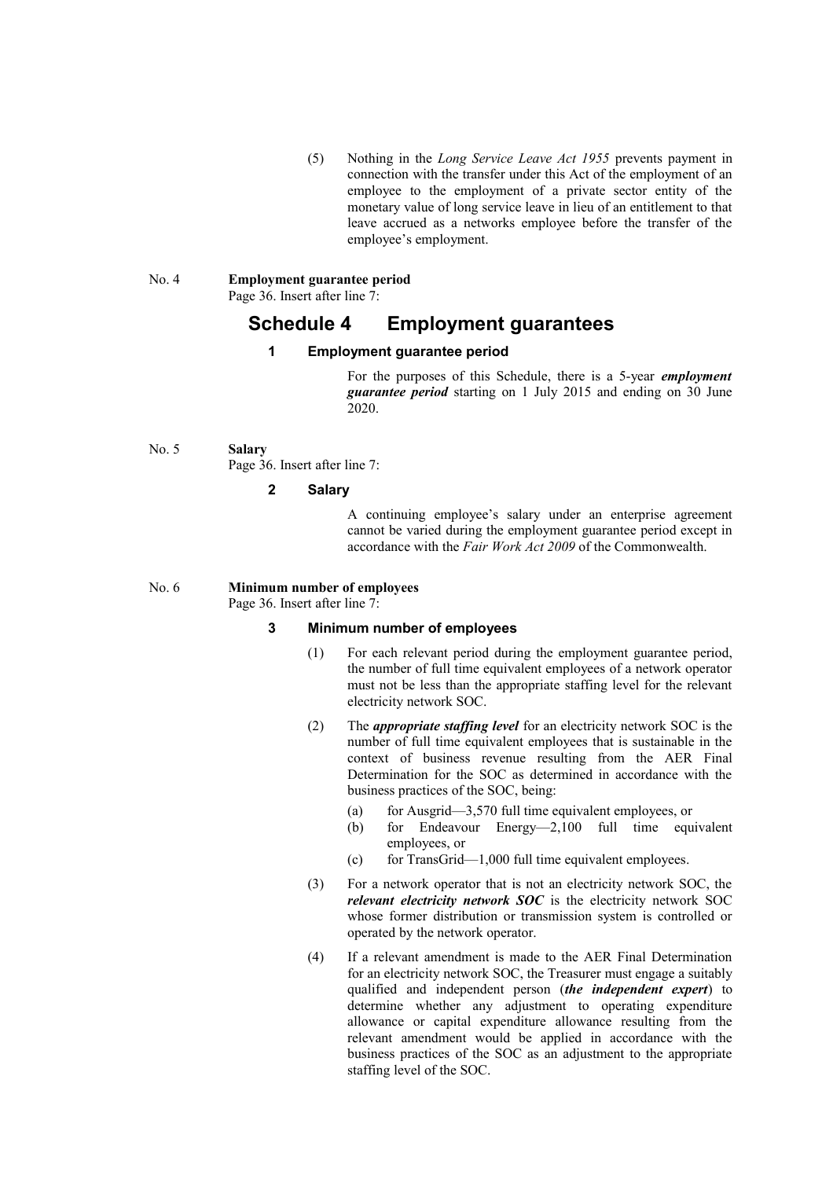(5) Nothing in the *Long Service Leave Act 1955* prevents payment in connection with the transfer under this Act of the employment of an employee to the employment of a private sector entity of the monetary value of long service leave in lieu of an entitlement to that leave accrued as a networks employee before the transfer of the employee's employment.

No. 4 **Employment guarantee period**

Page 36. Insert after line 7:

## Schedule 4 Employment guarantees

### 1 Employment guarantee period

For the purposes of this Schedule, there is a 5-year ***employment guarantee period*** starting on 1 July 2015 and ending on 30 June 2020.

No. 5 **Salary**

Page 36. Insert after line 7:

### 2 Salary

A continuing employee's salary under an enterprise agreement cannot be varied during the employment guarantee period except in accordance with the *Fair Work Act 2009* of the Commonwealth.

No. 6 **Minimum number of employees**

Page 36. Insert after line 7:

### 3 Minimum number of employees

(1) For each relevant period during the employment guarantee period, the number of full time equivalent employees of a network operator must not be less than the appropriate staffing level for the relevant electricity network SOC.

(2) The ***appropriate staffing level*** for an electricity network SOC is the number of full time equivalent employees that is sustainable in the context of business revenue resulting from the AER Final Determination for the SOC as determined in accordance with the business practices of the SOC, being:

- (a) for Ausgrid—3,570 full time equivalent employees, or
- (b) for Endeavour Energy—2,100 full time equivalent employees, or
- (c) for TransGrid—1,000 full time equivalent employees.

(3) For a network operator that is not an electricity network SOC, the ***relevant electricity network SOC*** is the electricity network SOC whose former distribution or transmission system is controlled or operated by the network operator.

(4) If a relevant amendment is made to the AER Final Determination for an electricity network SOC, the Treasurer must engage a suitably qualified and independent person (***the independent expert***) to determine whether any adjustment to operating expenditure allowance or capital expenditure allowance resulting from the relevant amendment would be applied in accordance with the business practices of the SOC as an adjustment to the appropriate staffing level of the SOC.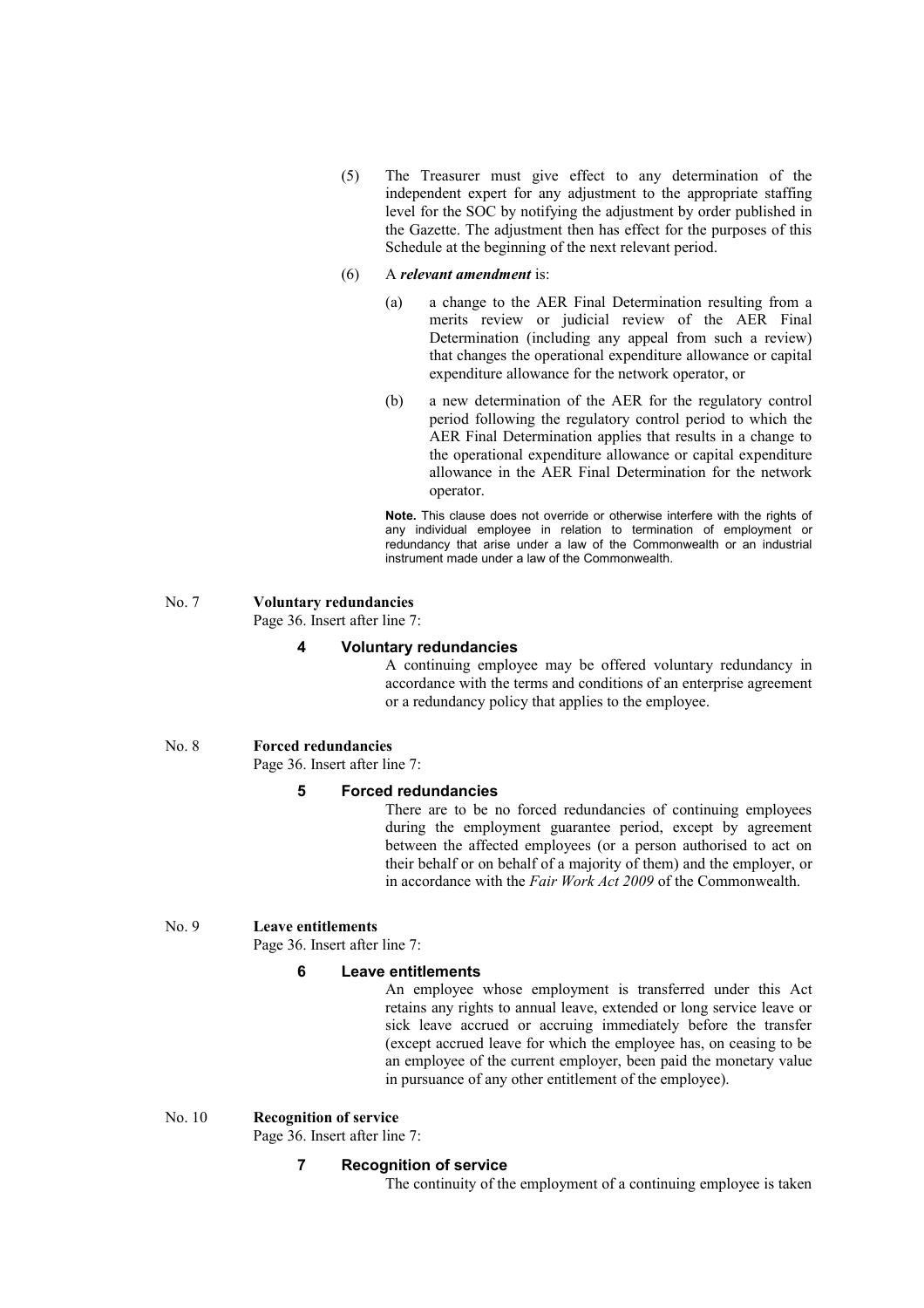(5) The Treasurer must give effect to any determination of the independent expert for any adjustment to the appropriate staffing level for the SOC by notifying the adjustment by order published in the Gazette. The adjustment then has effect for the purposes of this Schedule at the beginning of the next relevant period.

(6) A ***relevant amendment*** is:

(a) a change to the AER Final Determination resulting from a merits review or judicial review of the AER Final Determination (including any appeal from such a review) that changes the operational expenditure allowance or capital expenditure allowance for the network operator, or

(b) a new determination of the AER for the regulatory control period following the regulatory control period to which the AER Final Determination applies that results in a change to the operational expenditure allowance or capital expenditure allowance in the AER Final Determination for the network operator.

**Note.** This clause does not override or otherwise interfere with the rights of any individual employee in relation to termination of employment or redundancy that arise under a law of the Commonwealth or an industrial instrument made under a law of the Commonwealth.

No. 7 **Voluntary redundancies**

Page 36. Insert after line 7:

### 4 Voluntary redundancies

A continuing employee may be offered voluntary redundancy in accordance with the terms and conditions of an enterprise agreement or a redundancy policy that applies to the employee.

No. 8 **Forced redundancies**

Page 36. Insert after line 7:

### 5 Forced redundancies

There are to be no forced redundancies of continuing employees during the employment guarantee period, except by agreement between the affected employees (or a person authorised to act on their behalf or on behalf of a majority of them) and the employer, or in accordance with the *Fair Work Act 2009* of the Commonwealth.

No. 9 **Leave entitlements**

Page 36. Insert after line 7:

### 6 Leave entitlements

An employee whose employment is transferred under this Act retains any rights to annual leave, extended or long service leave or sick leave accrued or accruing immediately before the transfer (except accrued leave for which the employee has, on ceasing to be an employee of the current employer, been paid the monetary value in pursuance of any other entitlement of the employee).

No. 10 **Recognition of service**

Page 36. Insert after line 7:

### 7 Recognition of service

The continuity of the employment of a continuing employee is taken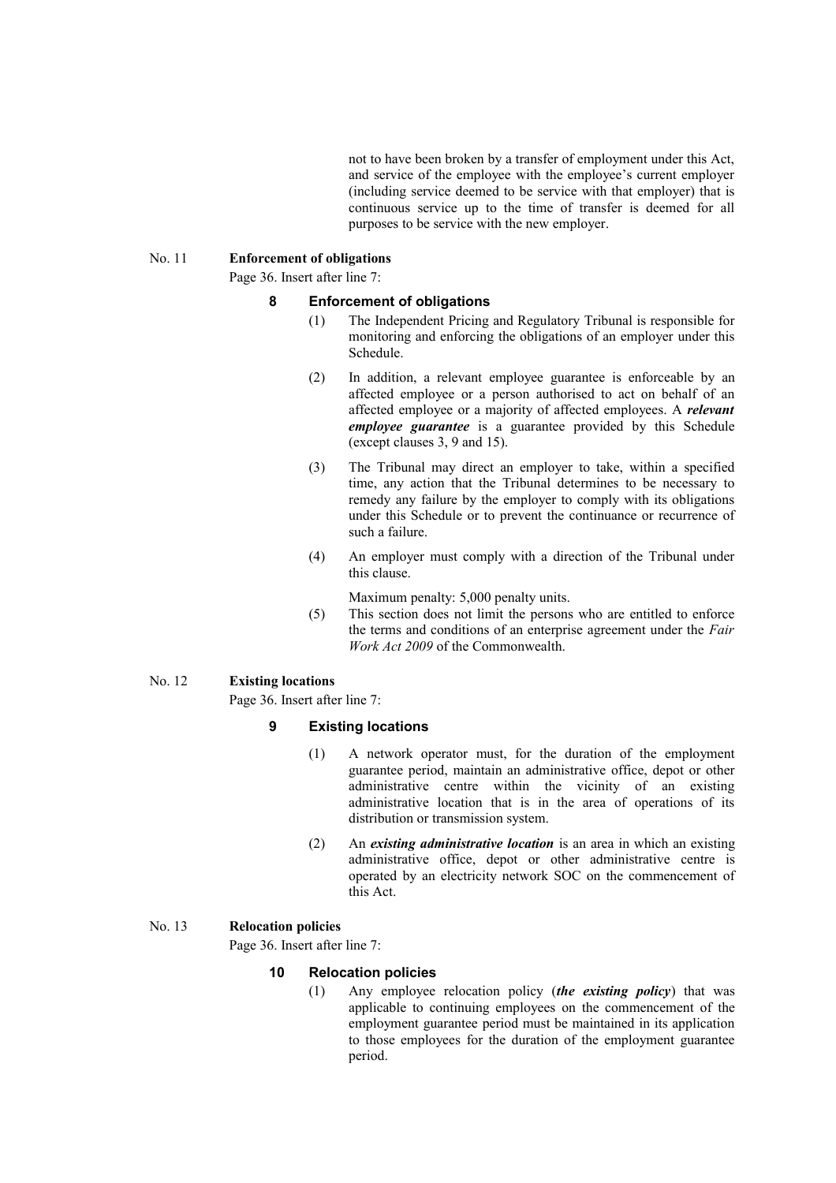not to have been broken by a transfer of employment under this Act, and service of the employee with the employee's current employer (including service deemed to be service with that employer) that is continuous service up to the time of transfer is deemed for all purposes to be service with the new employer.

No. 11 **Enforcement of obligations**

Page 36. Insert after line 7:

### 8 Enforcement of obligations

(1) The Independent Pricing and Regulatory Tribunal is responsible for monitoring and enforcing the obligations of an employer under this Schedule.

(2) In addition, a relevant employee guarantee is enforceable by an affected employee or a person authorised to act on behalf of an affected employee or a majority of affected employees. A ***relevant employee guarantee*** is a guarantee provided by this Schedule (except clauses 3, 9 and 15).

(3) The Tribunal may direct an employer to take, within a specified time, any action that the Tribunal determines to be necessary to remedy any failure by the employer to comply with its obligations under this Schedule or to prevent the continuance or recurrence of such a failure.

(4) An employer must comply with a direction of the Tribunal under this clause.

Maximum penalty: 5,000 penalty units.

(5) This section does not limit the persons who are entitled to enforce the terms and conditions of an enterprise agreement under the *Fair Work Act 2009* of the Commonwealth.

No. 12 **Existing locations**

Page 36. Insert after line 7:

### 9 Existing locations

(1) A network operator must, for the duration of the employment guarantee period, maintain an administrative office, depot or other administrative centre within the vicinity of an existing administrative location that is in the area of operations of its distribution or transmission system.

(2) An ***existing administrative location*** is an area in which an existing administrative office, depot or other administrative centre is operated by an electricity network SOC on the commencement of this Act.

No. 13 **Relocation policies**

Page 36. Insert after line 7:

### 10 Relocation policies

(1) Any employee relocation policy (***the existing policy***) that was applicable to continuing employees on the commencement of the employment guarantee period must be maintained in its application to those employees for the duration of the employment guarantee period.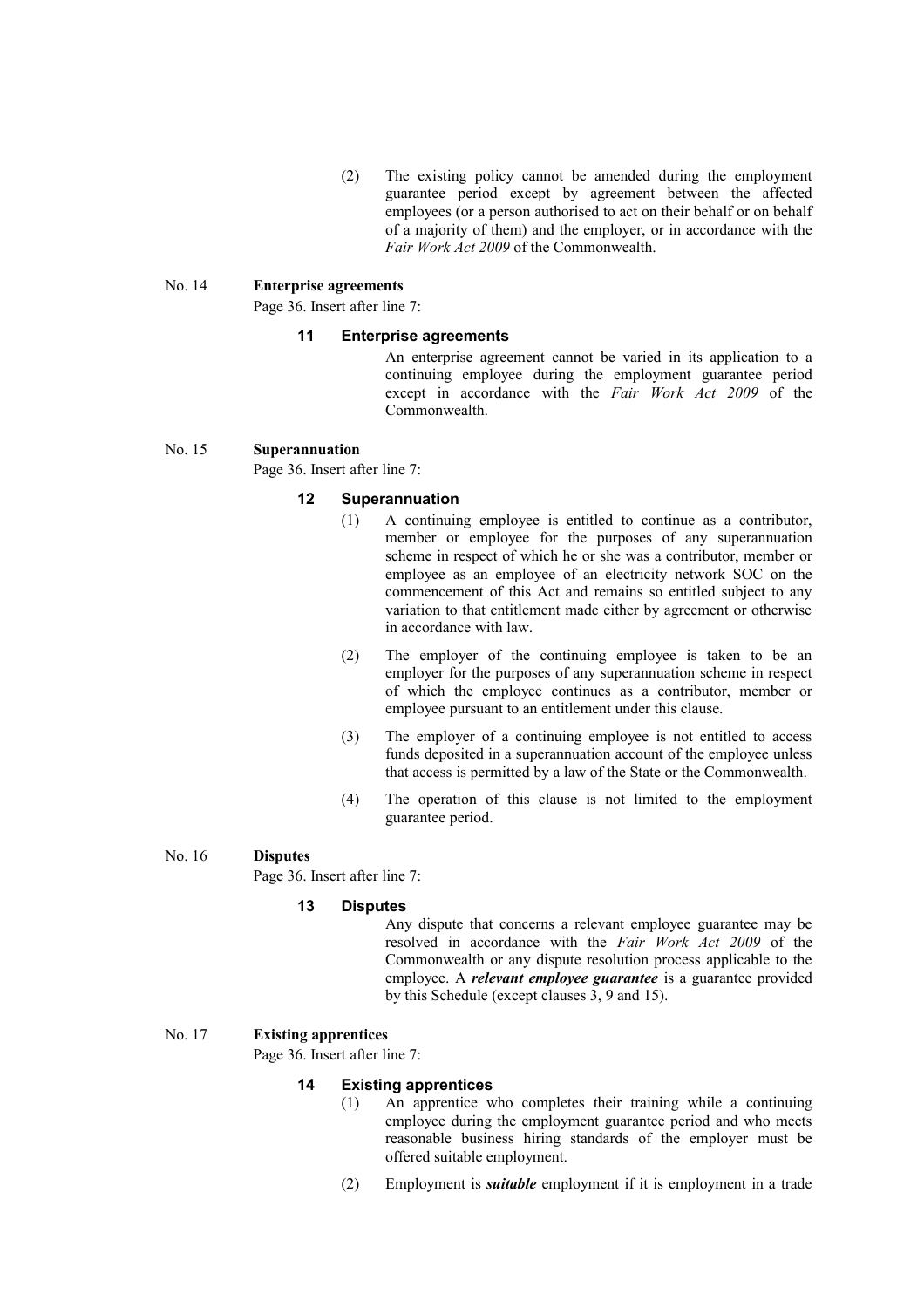(2) The existing policy cannot be amended during the employment guarantee period except by agreement between the affected employees (or a person authorised to act on their behalf or on behalf of a majority of them) and the employer, or in accordance with the *Fair Work Act 2009* of the Commonwealth.

No. 14 **Enterprise agreements**

Page 36. Insert after line 7:

### 11 Enterprise agreements

An enterprise agreement cannot be varied in its application to a continuing employee during the employment guarantee period except in accordance with the *Fair Work Act 2009* of the Commonwealth.

No. 15 **Superannuation**

Page 36. Insert after line 7:

### 12 Superannuation

(1) A continuing employee is entitled to continue as a contributor, member or employee for the purposes of any superannuation scheme in respect of which he or she was a contributor, member or employee as an employee of an electricity network SOC on the commencement of this Act and remains so entitled subject to any variation to that entitlement made either by agreement or otherwise in accordance with law.

(2) The employer of the continuing employee is taken to be an employer for the purposes of any superannuation scheme in respect of which the employee continues as a contributor, member or employee pursuant to an entitlement under this clause.

(3) The employer of a continuing employee is not entitled to access funds deposited in a superannuation account of the employee unless that access is permitted by a law of the State or the Commonwealth.

(4) The operation of this clause is not limited to the employment guarantee period.

No. 16 **Disputes**

Page 36. Insert after line 7:

### 13 Disputes

Any dispute that concerns a relevant employee guarantee may be resolved in accordance with the *Fair Work Act 2009* of the Commonwealth or any dispute resolution process applicable to the employee. A ***relevant employee guarantee*** is a guarantee provided by this Schedule (except clauses 3, 9 and 15).

No. 17 **Existing apprentices**

Page 36. Insert after line 7:

### 14 Existing apprentices

(1) An apprentice who completes their training while a continuing employee during the employment guarantee period and who meets reasonable business hiring standards of the employer must be offered suitable employment.

(2) Employment is ***suitable*** employment if it is employment in a trade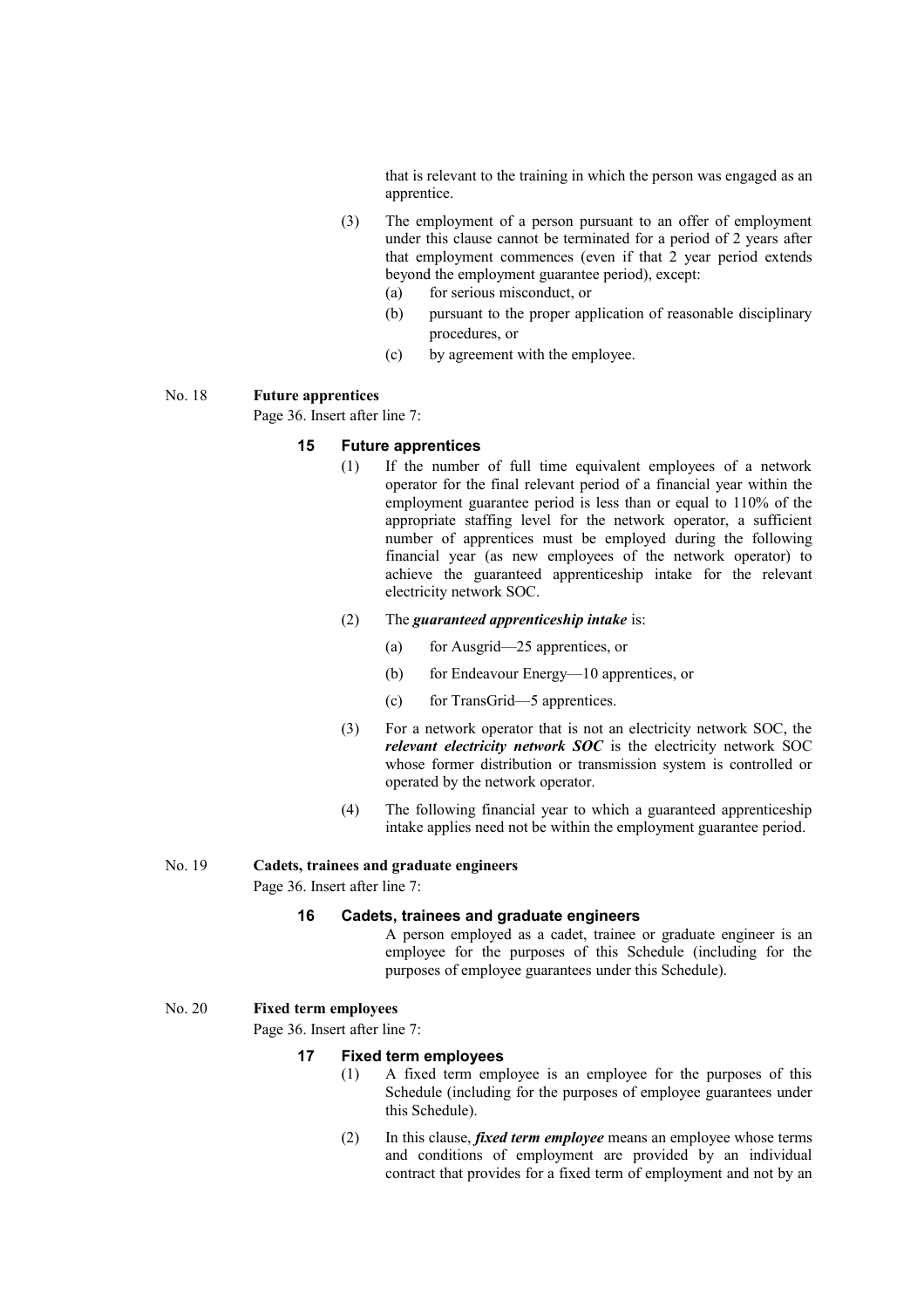that is relevant to the training in which the person was engaged as an apprentice.

(3) The employment of a person pursuant to an offer of employment under this clause cannot be terminated for a period of 2 years after that employment commences (even if that 2 year period extends beyond the employment guarantee period), except:

(a) for serious misconduct, or

(b) pursuant to the proper application of reasonable disciplinary procedures, or

(c) by agreement with the employee.

No. 18 **Future apprentices**

Page 36. Insert after line 7:

### 15 Future apprentices

(1) If the number of full time equivalent employees of a network operator for the final relevant period of a financial year within the employment guarantee period is less than or equal to 110% of the appropriate staffing level for the network operator, a sufficient number of apprentices must be employed during the following financial year (as new employees of the network operator) to achieve the guaranteed apprenticeship intake for the relevant electricity network SOC.

(2) The ***guaranteed apprenticeship intake*** is:

(a) for Ausgrid—25 apprentices, or

(b) for Endeavour Energy—10 apprentices, or

(c) for TransGrid—5 apprentices.

(3) For a network operator that is not an electricity network SOC, the ***relevant electricity network SOC*** is the electricity network SOC whose former distribution or transmission system is controlled or operated by the network operator.

(4) The following financial year to which a guaranteed apprenticeship intake applies need not be within the employment guarantee period.

No. 19 **Cadets, trainees and graduate engineers**

Page 36. Insert after line 7:

### 16 Cadets, trainees and graduate engineers

A person employed as a cadet, trainee or graduate engineer is an employee for the purposes of this Schedule (including for the purposes of employee guarantees under this Schedule).

No. 20 **Fixed term employees**

Page 36. Insert after line 7:

### 17 Fixed term employees

(1) A fixed term employee is an employee for the purposes of this Schedule (including for the purposes of employee guarantees under this Schedule).

(2) In this clause, ***fixed term employee*** means an employee whose terms and conditions of employment are provided by an individual contract that provides for a fixed term of employment and not by an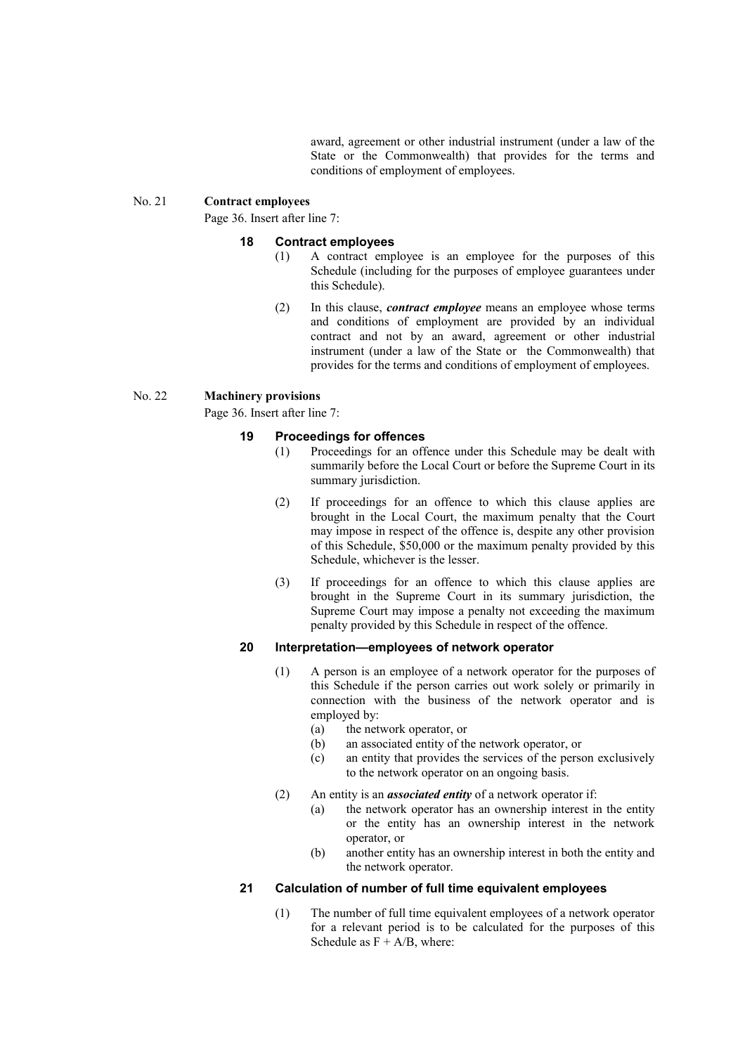award, agreement or other industrial instrument (under a law of the State or the Commonwealth) that provides for the terms and conditions of employment of employees.

No. 21 **Contract employees**

Page 36. Insert after line 7:

### 18 Contract employees

(1) A contract employee is an employee for the purposes of this Schedule (including for the purposes of employee guarantees under this Schedule).

(2) In this clause, ***contract employee*** means an employee whose terms and conditions of employment are provided by an individual contract and not by an award, agreement or other industrial instrument (under a law of the State or the Commonwealth) that provides for the terms and conditions of employment of employees.

No. 22 **Machinery provisions**

Page 36. Insert after line 7:

### 19 Proceedings for offences

(1) Proceedings for an offence under this Schedule may be dealt with summarily before the Local Court or before the Supreme Court in its summary jurisdiction.

(2) If proceedings for an offence to which this clause applies are brought in the Local Court, the maximum penalty that the Court may impose in respect of the offence is, despite any other provision of this Schedule, \$50,000 or the maximum penalty provided by this Schedule, whichever is the lesser.

(3) If proceedings for an offence to which this clause applies are brought in the Supreme Court in its summary jurisdiction, the Supreme Court may impose a penalty not exceeding the maximum penalty provided by this Schedule in respect of the offence.

### 20 Interpretation—employees of network operator

(1) A person is an employee of a network operator for the purposes of this Schedule if the person carries out work solely or primarily in connection with the business of the network operator and is employed by:

- (a) the network operator, or
- (b) an associated entity of the network operator, or
- (c) an entity that provides the services of the person exclusively to the network operator on an ongoing basis.

(2) An entity is an ***associated entity*** of a network operator if:

- (a) the network operator has an ownership interest in the entity or the entity has an ownership interest in the network operator, or
- (b) another entity has an ownership interest in both the entity and the network operator.

### 21 Calculation of number of full time equivalent employees

(1) The number of full time equivalent employees of a network operator for a relevant period is to be calculated for the purposes of this Schedule as $F + A/B$, where: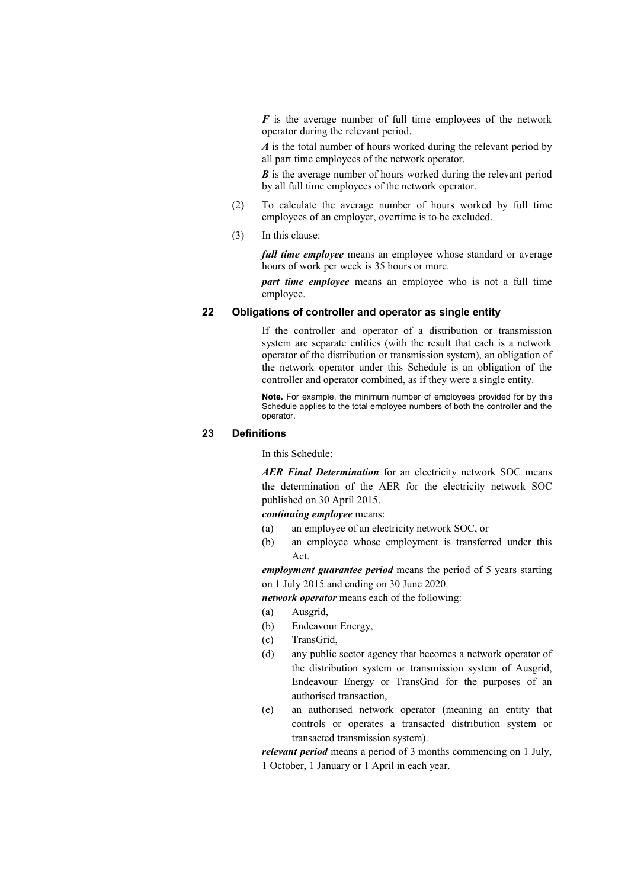*F* is the average number of full time employees of the network operator during the relevant period.

*A* is the total number of hours worked during the relevant period by all part time employees of the network operator.

*B* is the average number of hours worked during the relevant period by all full time employees of the network operator.

(2) To calculate the average number of hours worked by full time employees of an employer, overtime is to be excluded.

(3) In this clause:

***full time employee*** means an employee whose standard or average hours of work per week is 35 hours or more.

***part time employee*** means an employee who is not a full time employee.

### 22 Obligations of controller and operator as single entity

If the controller and operator of a distribution or transmission system are separate entities (with the result that each is a network operator of the distribution or transmission system), an obligation of the network operator under this Schedule is an obligation of the controller and operator combined, as if they were a single entity.

**Note.** For example, the minimum number of employees provided for by this Schedule applies to the total employee numbers of both the controller and the operator.

### 23 Definitions

In this Schedule:

***AER Final Determination*** for an electricity network SOC means the determination of the AER for the electricity network SOC published on 30 April 2015.

***continuing employee*** means:

(a) an employee of an electricity network SOC, or

(b) an employee whose employment is transferred under this Act.

***employment guarantee period*** means the period of 5 years starting on 1 July 2015 and ending on 30 June 2020.

***network operator*** means each of the following:

(a) Ausgrid,

(b) Endeavour Energy,

(c) TransGrid,

(d) any public sector agency that becomes a network operator of the distribution system or transmission system of Ausgrid, Endeavour Energy or TransGrid for the purposes of an authorised transaction,

(e) an authorised network operator (meaning an entity that controls or operates a transacted distribution system or transacted transmission system).

***relevant period*** means a period of 3 months commencing on 1 July, 1 October, 1 January or 1 April in each year.